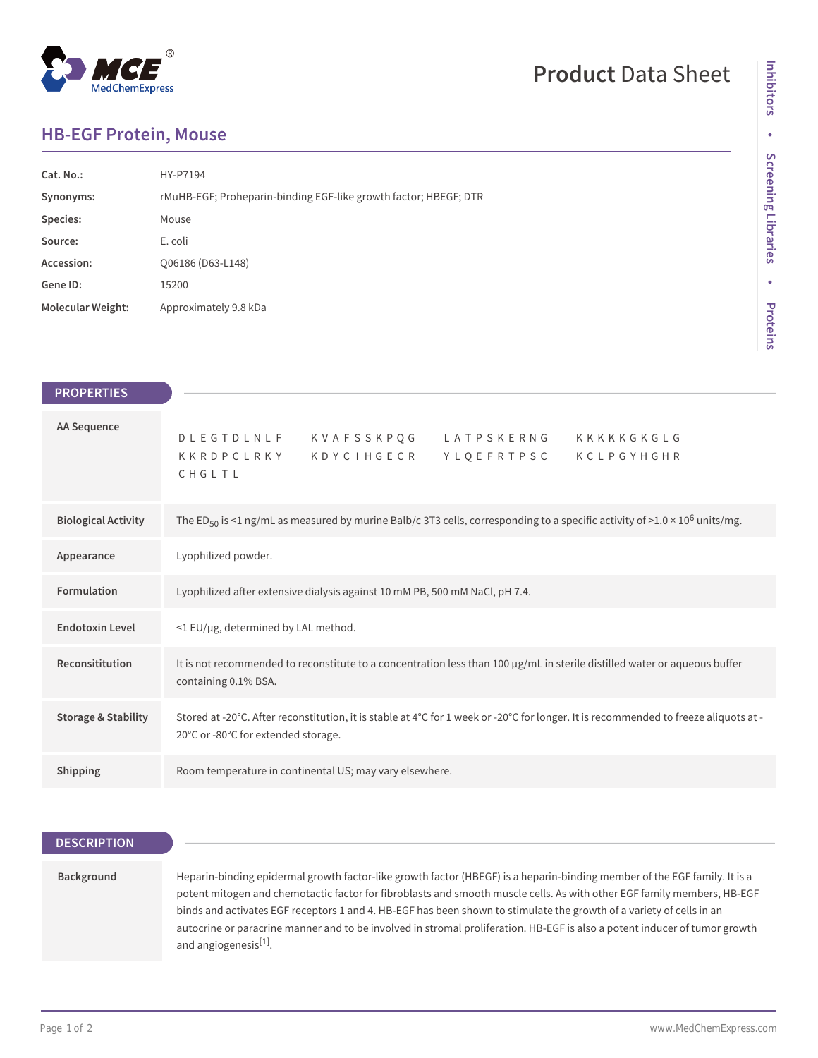# Product Data Sheet

## HB-EGF Protein, Mouse

| | |
|---|---|
| **Cat. No.:** | HY-P7194 |
| **Synonyms:** | rMuHB-EGF; Proheparin-binding EGF-like growth factor; HBEGF; DTR |
| **Species:** | Mouse |
| **Source:** | E. coli |
| **Accession:** | Q06186 (D63-L148) |
| **Gene ID:** | 15200 |
| **Molecular Weight:** | Approximately 9.8 kDa |

## PROPERTIES

| | |
|---|---|
| **AA Sequence** | D L E G T D L N L F K V A F S S K P Q G L A T P S K E R N G K K K K K G K G L G K K R D P C L R K Y K D Y C I H G E C R Y L Q E F R T P S C K C L P G Y H G H R C H G L T L |
| **Biological Activity** | The $ED_{50}$ is <1 ng/mL as measured by murine Balb/c 3T3 cells, corresponding to a specific activity of >1.0 × $10^6$ units/mg. |
| **Appearance** | Lyophilized powder. |
| **Formulation** | Lyophilized after extensive dialysis against 10 mM PB, 500 mM NaCl, pH 7.4. |
| **Endotoxin Level** | <1 EU/μg, determined by LAL method. |
| **Reconsititution** | It is not recommended to reconstitute to a concentration less than 100 μg/mL in sterile distilled water or aqueous buffer containing 0.1% BSA. |
| **Storage & Stability** | Stored at -20°C. After reconstitution, it is stable at 4°C for 1 week or -20°C for longer. It is recommended to freeze aliquots at -20°C or -80°C for extended storage. |
| **Shipping** | Room temperature in continental US; may vary elsewhere. |

## DESCRIPTION

| | |
|---|---|
| **Background** | Heparin-binding epidermal growth factor-like growth factor (HBEGF) is a heparin-binding member of the EGF family. It is a potent mitogen and chemotactic factor for fibroblasts and smooth muscle cells. As with other EGF family members, HB-EGF binds and activates EGF receptors 1 and 4. HB-EGF has been shown to stimulate the growth of a variety of cells in an autocrine or paracrine manner and to be involved in stromal proliferation. HB-EGF is also a potent inducer of tumor growth and angiogenesis[1]. |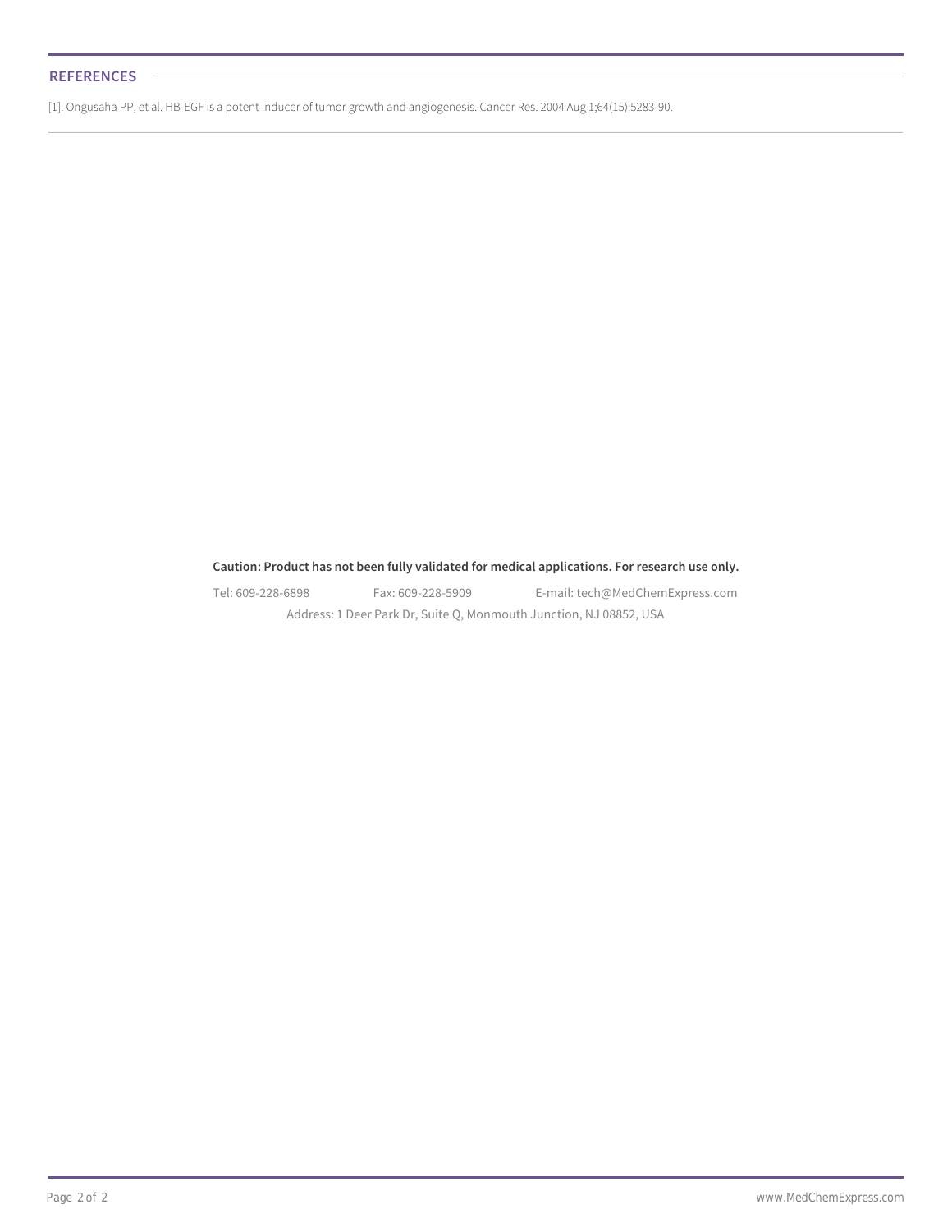## REFERENCES

[1]. Ongusaha PP, et al. HB-EGF is a potent inducer of tumor growth and angiogenesis. Cancer Res. 2004 Aug 1;64(15):5283-90.

**Caution: Product has not been fully validated for medical applications. For research use only.**

Tel: 609-228-6898 Fax: 609-228-5909 E-mail: tech@MedChemExpress.com

Address: 1 Deer Park Dr, Suite Q, Monmouth Junction, NJ 08852, USA